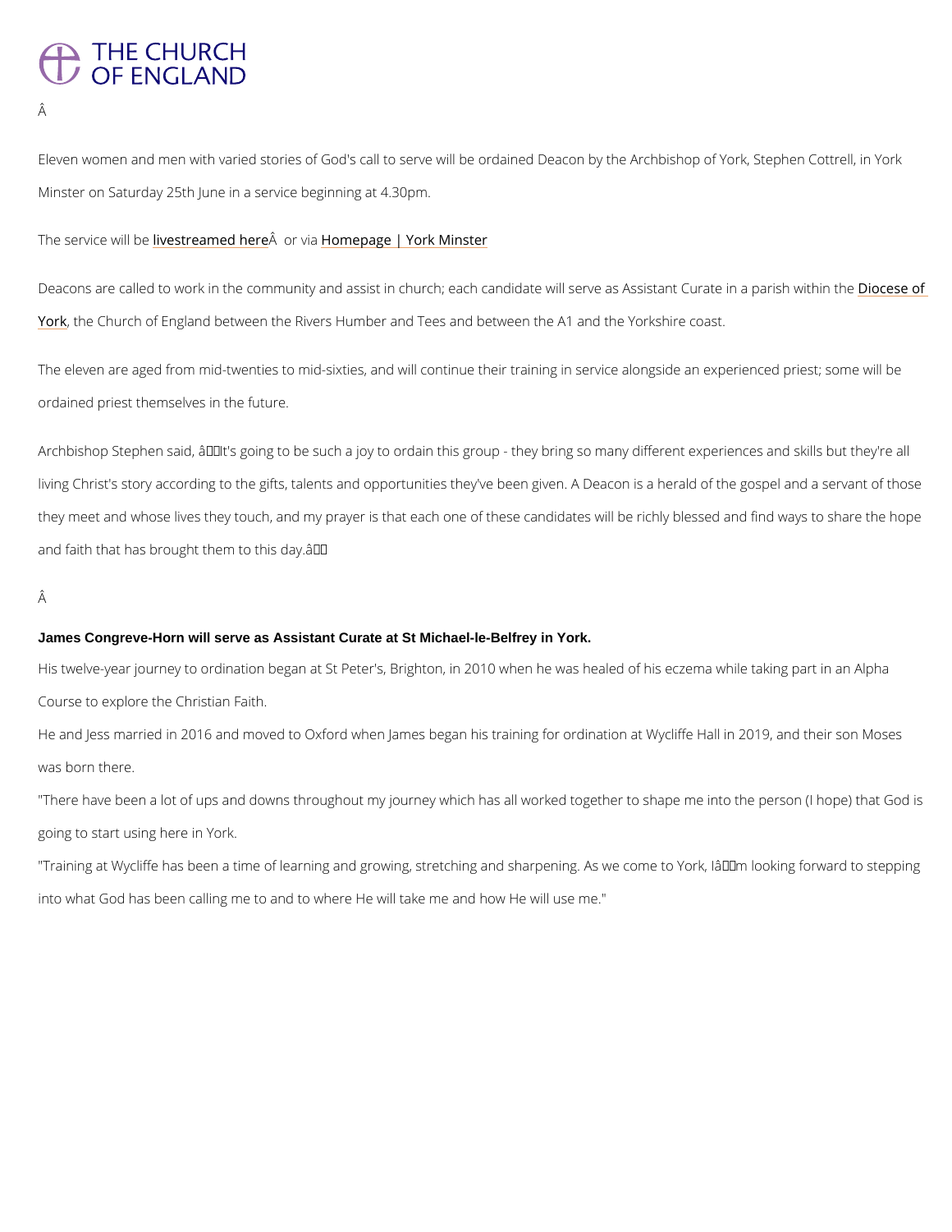Eleven women and men with varied stories of God's call to serve will be ordained Deacon by the Archbishop of York, Stephen Cottrell, in York Minster on Saturday 25th June in a service beginning at 4.30pm.

The service will be livestreamed here or via Homepage | York Minster

Deacons are called to work in the community and assist in church; each candidate will serve as Assistant Curate in a parish within the Diocese of York, the Church of England between the Rivers Humber and Tees and between the A1 and the Yorkshire coast.

The eleven are aged from mid-twenties to mid-sixties, and will continue their training in service alongside an experienced priest; some will be ordained priest themselves in the future.

Archbishop Stephen said, "It's going to be such a joy to ordain this group - they bring so many different experiences and skills but they're all living Christ's story according to the gifts, talents and opportunities they've been given. A Deacon is a herald of the gospel and a servant of those they meet and whose lives they touch, and my prayer is that each one of these candidates will be richly blessed and find ways to share the hope and faith that has brought them to this day."

**James Congreve-Horn will serve as Assistant Curate at St Michael-le-Belfrey in York.**

His twelve-year journey to ordination began at St Peter's, Brighton, in 2010 when he was healed of his eczema while taking part in an Alpha Course to explore the Christian Faith.

He and Jess married in 2016 and moved to Oxford when James began his training for ordination at Wycliffe Hall in 2019, and their son Moses was born there.

"There have been a lot of ups and downs throughout my journey which has all worked together to shape me into the person (I hope) that God is going to start using here in York.

"Training at Wycliffe has been a time of learning and growing, stretching and sharpening. As we come to York, I'm looking forward to stepping into what God has been calling me to and to where He will take me and how He will use me."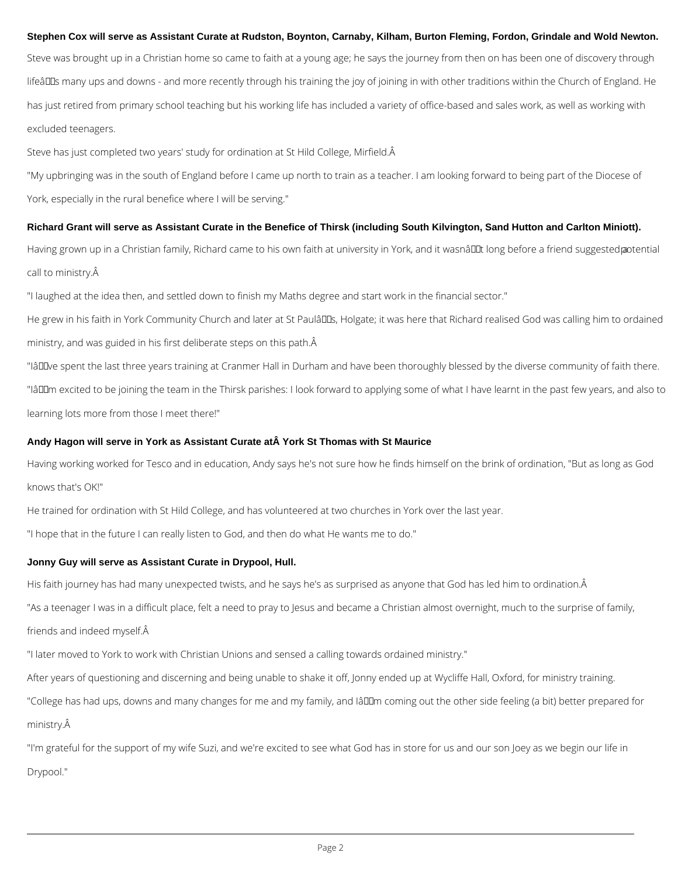**Stephen Cox will serve as Assistant Curate at Rudston, Boynton, Carnaby, Kilham, Burton Fleming, Fordon, Grindale and Wold Newton.**

Steve was brought up in a Christian home so came to faith at a young age; he says the journey from then on has been one of discovery through lifeâs many ups and downs - and more recently through his training the joy of joining in with other traditions within the Church of England. He has just retired from primary school teaching but his working life has included a variety of office-based and sales work, as well as working with excluded teenagers.

Steve has just completed two years' study for ordination at St Hild College, Mirfield.Â

"My upbringing was in the south of England before I came up north to train as a teacher. I am looking forward to being part of the Diocese of York, especially in the rural benefice where I will be serving."

**Richard Grant will serve as Assistant Curate in the Benefice of Thirsk (including South Kilvington, Sand Hutton and Carlton Miniott).**

Having grown up in a Christian family, Richard came to his own faith at university in York, and it wasnât long before a friend suggested a potential call to ministry.Â

"I laughed at the idea then, and settled down to finish my Maths degree and start work in the financial sector."

He grew in his faith in York Community Church and later at St Paulâs, Holgate; it was here that Richard realised God was calling him to ordained ministry, and was guided in his first deliberate steps on this path.Â

"Iâve spent the last three years training at Cranmer Hall in Durham and have been thoroughly blessed by the diverse community of faith there.

"Iâm excited to be joining the team in the Thirsk parishes: I look forward to applying some of what I have learnt in the past few years, and also to learning lots more from those I meet there!"

**Andy Hagon will serve in York as Assistant Curate atÂ York St Thomas with St Maurice**

Having working worked for Tesco and in education, Andy says he's not sure how he finds himself on the brink of ordination, "But as long as God knows that's OK!"

He trained for ordination with St Hild College, and has volunteered at two churches in York over the last year.

"I hope that in the future I can really listen to God, and then do what He wants me to do."

**Jonny Guy will serve as Assistant Curate in Drypool, Hull.**

His faith journey has had many unexpected twists, and he says he's as surprised as anyone that God has led him to ordination.Â

"As a teenager I was in a difficult place, felt a need to pray to Jesus and became a Christian almost overnight, much to the surprise of family, friends and indeed myself.Â

"I later moved to York to work with Christian Unions and sensed a calling towards ordained ministry."

After years of questioning and discerning and being unable to shake it off, Jonny ended up at Wycliffe Hall, Oxford, for ministry training.

"College has had ups, downs and many changes for me and my family, and Iâm coming out the other side feeling (a bit) better prepared for ministry.Â

"I'm grateful for the support of my wife Suzi, and we're excited to see what God has in store for us and our son Joey as we begin our life in Drypool."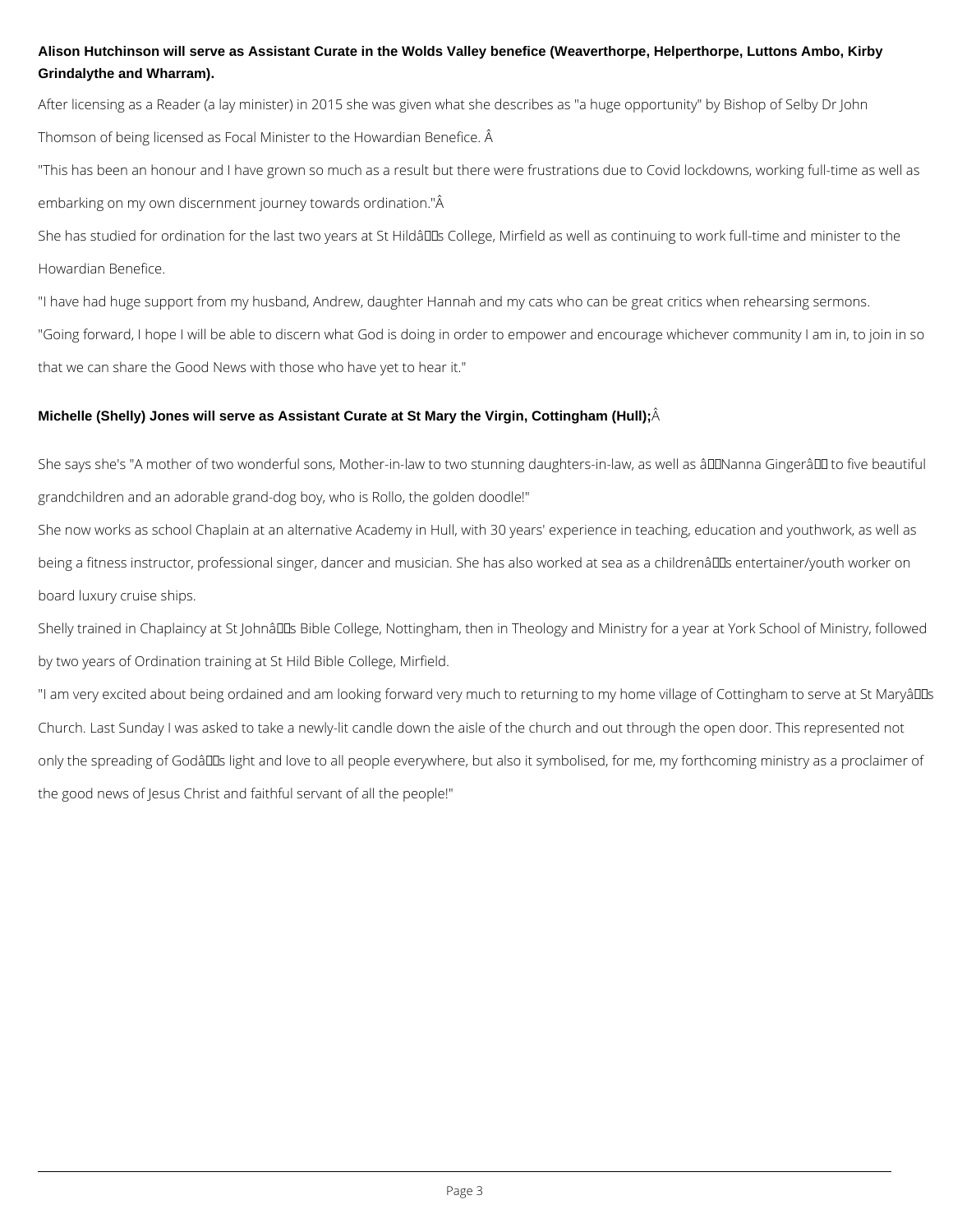**Alison Hutchinson will serve as Assistant Curate in the Wolds Valley benefice (Weaverthorpe, Helperthorpe, Luttons Ambo, Kirby Grindalythe and Wharram).**

After licensing as a Reader (a lay minister) in 2015 she was given what she describes as "a huge opportunity" by Bishop of Selby Dr John Thomson of being licensed as Focal Minister to the Howardian Benefice. Â

"This has been an honour and I have grown so much as a result but there were frustrations due to Covid lockdowns, working full-time as well as embarking on my own discernment journey towards ordination."Â

She has studied for ordination for the last two years at St Hildâs College, Mirfield as well as continuing to work full-time and minister to the Howardian Benefice.

"I have had huge support from my husband, Andrew, daughter Hannah and my cats who can be great critics when rehearsing sermons.

"Going forward, I hope I will be able to discern what God is doing in order to empower and encourage whichever community I am in, to join in so that we can share the Good News with those who have yet to hear it."

**Michelle (Shelly) Jones will serve as Assistant Curate at St Mary the Virgin, Cottingham (Hull);**Â

She says she's "A mother of two wonderful sons, Mother-in-law to two stunning daughters-in-law, as well as âNanna Gingerâ to five beautiful grandchildren and an adorable grand-dog boy, who is Rollo, the golden doodle!"

She now works as school Chaplain at an alternative Academy in Hull, with 30 years' experience in teaching, education and youthwork, as well as being a fitness instructor, professional singer, dancer and musician. She has also worked at sea as a childrenâs entertainer/youth worker on board luxury cruise ships.

Shelly trained in Chaplaincy at St Johnâs Bible College, Nottingham, then in Theology and Ministry for a year at York School of Ministry, followed by two years of Ordination training at St Hild Bible College, Mirfield.

"I am very excited about being ordained and am looking forward very much to returning to my home village of Cottingham to serve at St Maryâs Church. Last Sunday I was asked to take a newly-lit candle down the aisle of the church and out through the open door. This represented not only the spreading of Godâs light and love to all people everywhere, but also it symbolised, for me, my forthcoming ministry as a proclaimer of the good news of Jesus Christ and faithful servant of all the people!"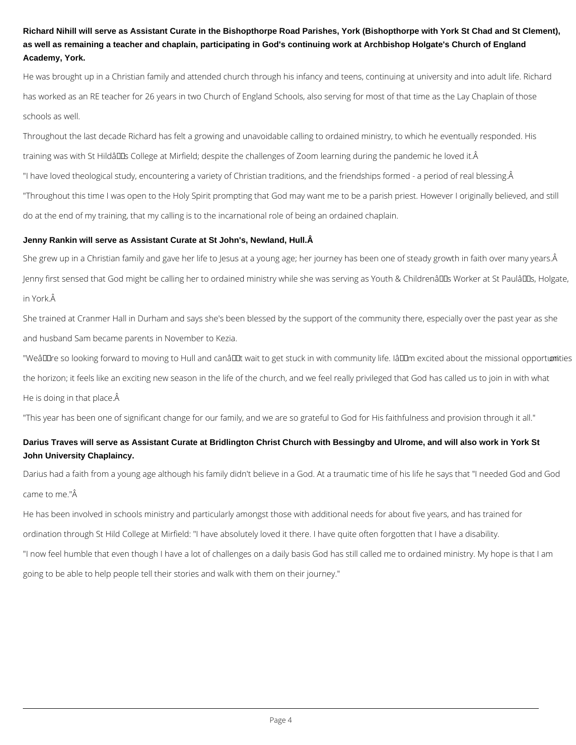**Richard Nihill will serve as Assistant Curate in the Bishopthorpe Road Parishes, York (Bishopthorpe with York St Chad and St Clement), as well as remaining a teacher and chaplain, participating in God's continuing work at Archbishop Holgate's Church of England Academy, York.**

He was brought up in a Christian family and attended church through his infancy and teens, continuing at university and into adult life. Richard has worked as an RE teacher for 26 years in two Church of England Schools, also serving for most of that time as the Lay Chaplain of those schools as well.

Throughout the last decade Richard has felt a growing and unavoidable calling to ordained ministry, to which he eventually responded. His training was with St Hildâs College at Mirfield; despite the challenges of Zoom learning during the pandemic he loved it.Â

"I have loved theological study, encountering a variety of Christian traditions, and the friendships formed - a period of real blessing.Â

"Throughout this time I was open to the Holy Spirit prompting that God may want me to be a parish priest. However I originally believed, and still do at the end of my training, that my calling is to the incarnational role of being an ordained chaplain.

**Jenny Rankin will serve as Assistant Curate at St John's, Newland, Hull.Â**

She grew up in a Christian family and gave her life to Jesus at a young age; her journey has been one of steady growth in faith over many years.Â

Jenny first sensed that God might be calling her to ordained ministry while she was serving as Youth & Childrenâs Worker at St Paulâs, Holgate, in York.Â

She trained at Cranmer Hall in Durham and says she's been blessed by the support of the community there, especially over the past year as she and husband Sam became parents in November to Kezia.

"Weâre so looking forward to moving to Hull and canât wait to get stuck in with community life. Iâm excited about the missional opportunities on the horizon; it feels like an exciting new season in the life of the church, and we feel really privileged that God has called us to join in with what He is doing in that place.Â

"This year has been one of significant change for our family, and we are so grateful to God for His faithfulness and provision through it all."

**Darius Traves will serve as Assistant Curate at Bridlington Christ Church with Bessingby and Ulrome, and will also work in York St John University Chaplaincy.**

Darius had a faith from a young age although his family didn't believe in a God. At a traumatic time of his life he says that "I needed God and God came to me."Â

He has been involved in schools ministry and particularly amongst those with additional needs for about five years, and has trained for ordination through St Hild College at Mirfield: "I have absolutely loved it there. I have quite often forgotten that I have a disability.

"I now feel humble that even though I have a lot of challenges on a daily basis God has still called me to ordained ministry. My hope is that I am going to be able to help people tell their stories and walk with them on their journey."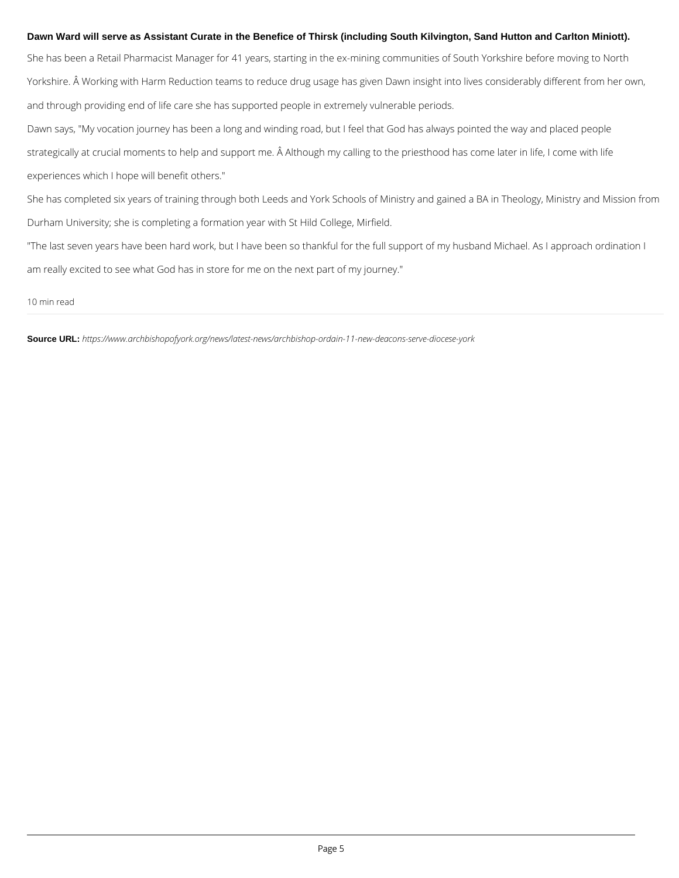**Dawn Ward will serve as Assistant Curate in the Benefice of Thirsk (including South Kilvington, Sand Hutton and Carlton Miniott).**

She has been a Retail Pharmacist Manager for 41 years, starting in the ex-mining communities of South Yorkshire before moving to North Yorkshire. Â Working with Harm Reduction teams to reduce drug usage has given Dawn insight into lives considerably different from her own, and through providing end of life care she has supported people in extremely vulnerable periods.

Dawn says, "My vocation journey has been a long and winding road, but I feel that God has always pointed the way and placed people strategically at crucial moments to help and support me. Â Although my calling to the priesthood has come later in life, I come with life experiences which I hope will benefit others."

She has completed six years of training through both Leeds and York Schools of Ministry and gained a BA in Theology, Ministry and Mission from Durham University; she is completing a formation year with St Hild College, Mirfield.

"The last seven years have been hard work, but I have been so thankful for the full support of my husband Michael. As I approach ordination I am really excited to see what God has in store for me on the next part of my journey."

10 min read

---

**Source URL:** *https://www.archbishopofyork.org/news/latest-news/archbishop-ordain-11-new-deacons-serve-diocese-york*